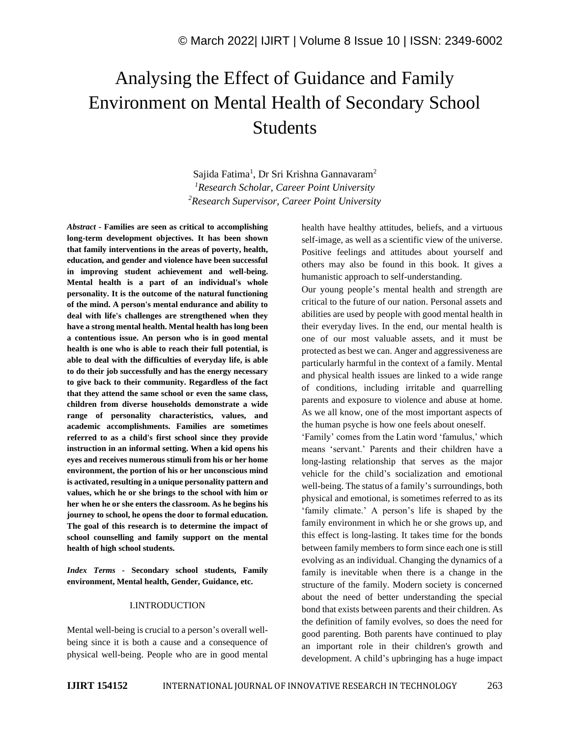# Analysing the Effect of Guidance and Family Environment on Mental Health of Secondary School Students

Sajida Fatima[1], Dr Sri Krishna Gannavaram[2]

[1]*Research Scholar, Career Point University*

[2]*Research Supervisor, Career Point University*

***Abstract*** **- Families are seen as critical to accomplishing long-term development objectives. It has been shown that family interventions in the areas of poverty, health, education, and gender and violence have been successful in improving student achievement and well-being. Mental health is a part of an individual's whole personality. It is the outcome of the natural functioning of the mind. A person's mental endurance and ability to deal with life's challenges are strengthened when they have a strong mental health. Mental health has long been a contentious issue. An person who is in good mental health is one who is able to reach their full potential, is able to deal with the difficulties of everyday life, is able to do their job successfully and has the energy necessary to give back to their community. Regardless of the fact that they attend the same school or even the same class, children from diverse households demonstrate a wide range of personality characteristics, values, and academic accomplishments. Families are sometimes referred to as a child's first school since they provide instruction in an informal setting. When a kid opens his eyes and receives numerous stimuli from his or her home environment, the portion of his or her unconscious mind is activated, resulting in a unique personality pattern and values, which he or she brings to the school with him or her when he or she enters the classroom. As he begins his journey to school, he opens the door to formal education. The goal of this research is to determine the impact of school counselling and family support on the mental health of high school students.**

***Index Terms*** **- Secondary school students, Family environment, Mental health, Gender, Guidance, etc.**

## I.INTRODUCTION

Mental well-being is crucial to a person's overall well-being since it is both a cause and a consequence of physical well-being. People who are in good mental health have healthy attitudes, beliefs, and a virtuous self-image, as well as a scientific view of the universe. Positive feelings and attitudes about yourself and others may also be found in this book. It gives a humanistic approach to self-understanding.

Our young people's mental health and strength are critical to the future of our nation. Personal assets and abilities are used by people with good mental health in their everyday lives. In the end, our mental health is one of our most valuable assets, and it must be protected as best we can. Anger and aggressiveness are particularly harmful in the context of a family. Mental and physical health issues are linked to a wide range of conditions, including irritable and quarrelling parents and exposure to violence and abuse at home. As we all know, one of the most important aspects of the human psyche is how one feels about oneself.

'Family' comes from the Latin word 'famulus,' which means 'servant.' Parents and their children have a long-lasting relationship that serves as the major vehicle for the child's socialization and emotional well-being. The status of a family's surroundings, both physical and emotional, is sometimes referred to as its 'family climate.' A person's life is shaped by the family environment in which he or she grows up, and this effect is long-lasting. It takes time for the bonds between family members to form since each one is still evolving as an individual. Changing the dynamics of a family is inevitable when there is a change in the structure of the family. Modern society is concerned about the need of better understanding the special bond that exists between parents and their children. As the definition of family evolves, so does the need for good parenting. Both parents have continued to play an important role in their children's growth and development. A child's upbringing has a huge impact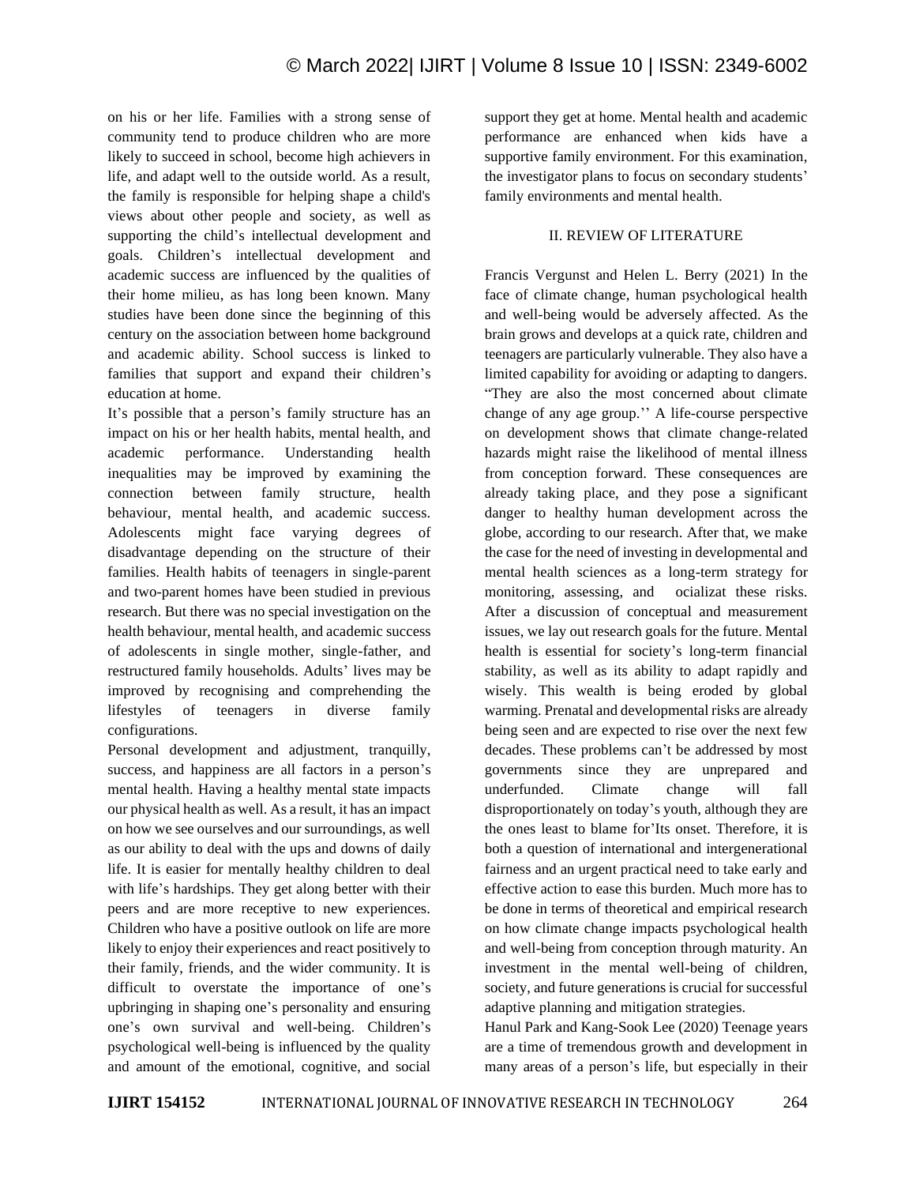on his or her life. Families with a strong sense of community tend to produce children who are more likely to succeed in school, become high achievers in life, and adapt well to the outside world. As a result, the family is responsible for helping shape a child's views about other people and society, as well as supporting the child's intellectual development and goals. Children's intellectual development and academic success are influenced by the qualities of their home milieu, as has long been known. Many studies have been done since the beginning of this century on the association between home background and academic ability. School success is linked to families that support and expand their children's education at home.

It's possible that a person's family structure has an impact on his or her health habits, mental health, and academic performance. Understanding health inequalities may be improved by examining the connection between family structure, health behaviour, mental health, and academic success. Adolescents might face varying degrees of disadvantage depending on the structure of their families. Health habits of teenagers in single-parent and two-parent homes have been studied in previous research. But there was no special investigation on the health behaviour, mental health, and academic success of adolescents in single mother, single-father, and restructured family households. Adults' lives may be improved by recognising and comprehending the lifestyles of teenagers in diverse family configurations.

Personal development and adjustment, tranquilly, success, and happiness are all factors in a person's mental health. Having a healthy mental state impacts our physical health as well. As a result, it has an impact on how we see ourselves and our surroundings, as well as our ability to deal with the ups and downs of daily life. It is easier for mentally healthy children to deal with life's hardships. They get along better with their peers and are more receptive to new experiences. Children who have a positive outlook on life are more likely to enjoy their experiences and react positively to their family, friends, and the wider community. It is difficult to overstate the importance of one's upbringing in shaping one's personality and ensuring one's own survival and well-being. Children's psychological well-being is influenced by the quality and amount of the emotional, cognitive, and social support they get at home. Mental health and academic performance are enhanced when kids have a supportive family environment. For this examination, the investigator plans to focus on secondary students' family environments and mental health.

## II. REVIEW OF LITERATURE

Francis Vergunst and Helen L. Berry (2021) In the face of climate change, human psychological health and well-being would be adversely affected. As the brain grows and develops at a quick rate, children and teenagers are particularly vulnerable. They also have a limited capability for avoiding or adapting to dangers. "They are also the most concerned about climate change of any age group.'' A life-course perspective on development shows that climate change-related hazards might raise the likelihood of mental illness from conception forward. These consequences are already taking place, and they pose a significant danger to healthy human development across the globe, according to our research. After that, we make the case for the need of investing in developmental and mental health sciences as a long-term strategy for monitoring, assessing, and ocializat these risks. After a discussion of conceptual and measurement issues, we lay out research goals for the future. Mental health is essential for society's long-term financial stability, as well as its ability to adapt rapidly and wisely. This wealth is being eroded by global warming. Prenatal and developmental risks are already being seen and are expected to rise over the next few decades. These problems can't be addressed by most governments since they are unprepared and underfunded. Climate change will fall disproportionately on today's youth, although they are the ones least to blame for'Its onset. Therefore, it is both a question of international and intergenerational fairness and an urgent practical need to take early and effective action to ease this burden. Much more has to be done in terms of theoretical and empirical research on how climate change impacts psychological health and well-being from conception through maturity. An investment in the mental well-being of children, society, and future generations is crucial for successful adaptive planning and mitigation strategies.

Hanul Park and Kang-Sook Lee (2020) Teenage years are a time of tremendous growth and development in many areas of a person's life, but especially in their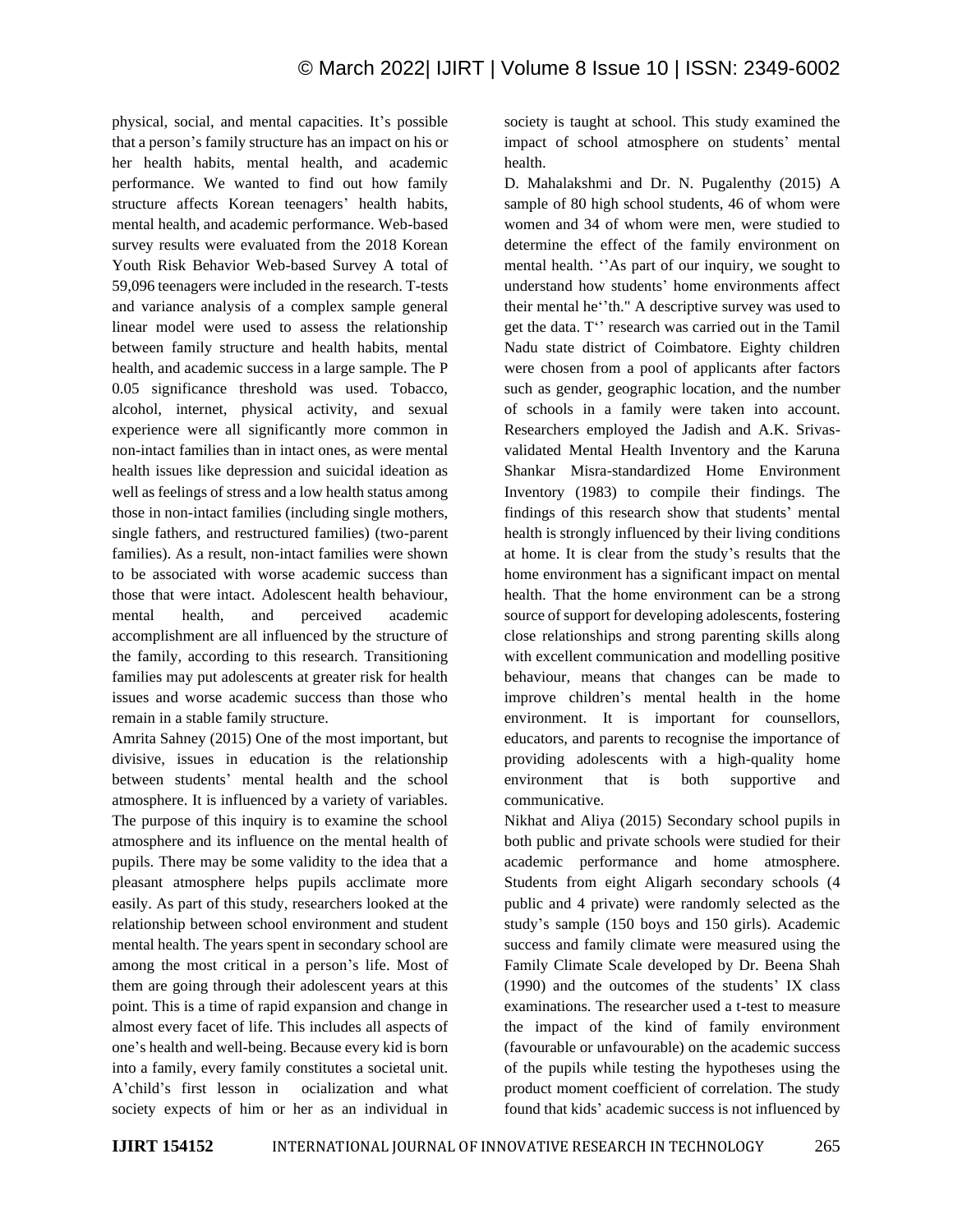physical, social, and mental capacities. It's possible that a person's family structure has an impact on his or her health habits, mental health, and academic performance. We wanted to find out how family structure affects Korean teenagers' health habits, mental health, and academic performance. Web-based survey results were evaluated from the 2018 Korean Youth Risk Behavior Web-based Survey A total of 59,096 teenagers were included in the research. T-tests and variance analysis of a complex sample general linear model were used to assess the relationship between family structure and health habits, mental health, and academic success in a large sample. The P 0.05 significance threshold was used. Tobacco, alcohol, internet, physical activity, and sexual experience were all significantly more common in non-intact families than in intact ones, as were mental health issues like depression and suicidal ideation as well as feelings of stress and a low health status among those in non-intact families (including single mothers, single fathers, and restructured families) (two-parent families). As a result, non-intact families were shown to be associated with worse academic success than those that were intact. Adolescent health behaviour, mental health, and perceived academic accomplishment are all influenced by the structure of the family, according to this research. Transitioning families may put adolescents at greater risk for health issues and worse academic success than those who remain in a stable family structure.

Amrita Sahney (2015) One of the most important, but divisive, issues in education is the relationship between students' mental health and the school atmosphere. It is influenced by a variety of variables. The purpose of this inquiry is to examine the school atmosphere and its influence on the mental health of pupils. There may be some validity to the idea that a pleasant atmosphere helps pupils acclimate more easily. As part of this study, researchers looked at the relationship between school environment and student mental health. The years spent in secondary school are among the most critical in a person's life. Most of them are going through their adolescent years at this point. This is a time of rapid expansion and change in almost every facet of life. This includes all aspects of one's health and well-being. Because every kid is born into a family, every family constitutes a societal unit. A'child's first lesson in ocialization and what society expects of him or her as an individual in society is taught at school. This study examined the impact of school atmosphere on students' mental health.

D. Mahalakshmi and Dr. N. Pugalenthy (2015) A sample of 80 high school students, 46 of whom were women and 34 of whom were men, were studied to determine the effect of the family environment on mental health. ''As part of our inquiry, we sought to understand how students' home environments affect their mental he''th." A descriptive survey was used to get the data. T'' research was carried out in the Tamil Nadu state district of Coimbatore. Eighty children were chosen from a pool of applicants after factors such as gender, geographic location, and the number of schools in a family were taken into account. Researchers employed the Jadish and A.K. Srivas-validated Mental Health Inventory and the Karuna Shankar Misra-standardized Home Environment Inventory (1983) to compile their findings. The findings of this research show that students' mental health is strongly influenced by their living conditions at home. It is clear from the study's results that the home environment has a significant impact on mental health. That the home environment can be a strong source of support for developing adolescents, fostering close relationships and strong parenting skills along with excellent communication and modelling positive behaviour, means that changes can be made to improve children's mental health in the home environment. It is important for counsellors, educators, and parents to recognise the importance of providing adolescents with a high-quality home environment that is both supportive and communicative.

Nikhat and Aliya (2015) Secondary school pupils in both public and private schools were studied for their academic performance and home atmosphere. Students from eight Aligarh secondary schools (4 public and 4 private) were randomly selected as the study's sample (150 boys and 150 girls). Academic success and family climate were measured using the Family Climate Scale developed by Dr. Beena Shah (1990) and the outcomes of the students' IX class examinations. The researcher used a t-test to measure the impact of the kind of family environment (favourable or unfavourable) on the academic success of the pupils while testing the hypotheses using the product moment coefficient of correlation. The study found that kids' academic success is not influenced by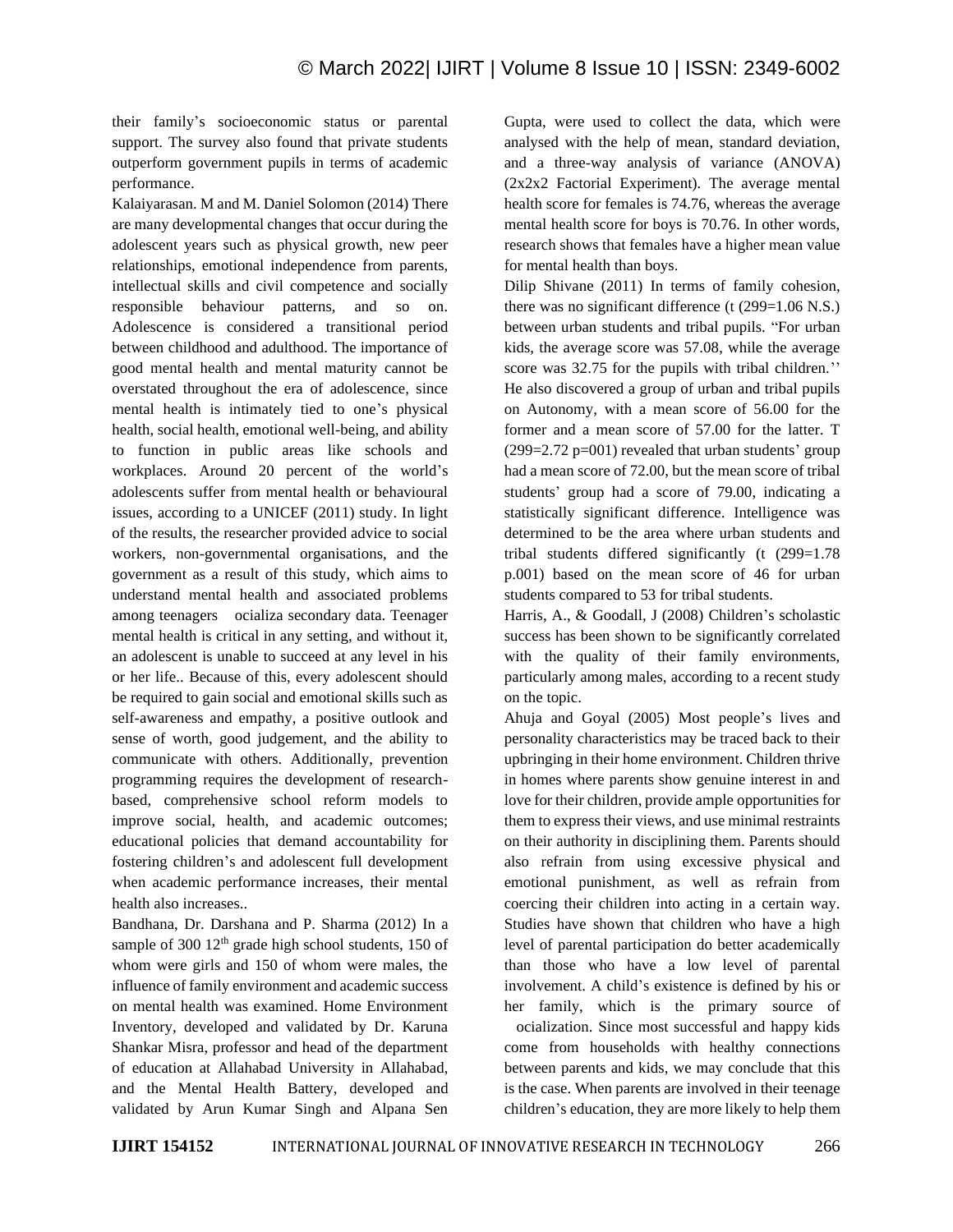their family's socioeconomic status or parental support. The survey also found that private students outperform government pupils in terms of academic performance.

Kalaiyarasan. M and M. Daniel Solomon (2014) There are many developmental changes that occur during the adolescent years such as physical growth, new peer relationships, emotional independence from parents, intellectual skills and civil competence and socially responsible behaviour patterns, and so on. Adolescence is considered a transitional period between childhood and adulthood. The importance of good mental health and mental maturity cannot be overstated throughout the era of adolescence, since mental health is intimately tied to one's physical health, social health, emotional well-being, and ability to function in public areas like schools and workplaces. Around 20 percent of the world's adolescents suffer from mental health or behavioural issues, according to a UNICEF (2011) study. In light of the results, the researcher provided advice to social workers, non-governmental organisations, and the government as a result of this study, which aims to understand mental health and associated problems among teenagers ocializa secondary data. Teenager mental health is critical in any setting, and without it, an adolescent is unable to succeed at any level in his or her life.. Because of this, every adolescent should be required to gain social and emotional skills such as self-awareness and empathy, a positive outlook and sense of worth, good judgement, and the ability to communicate with others. Additionally, prevention programming requires the development of research-based, comprehensive school reform models to improve social, health, and academic outcomes; educational policies that demand accountability for fostering children's and adolescent full development when academic performance increases, their mental health also increases..

Bandhana, Dr. Darshana and P. Sharma (2012) In a sample of 300 12th grade high school students, 150 of whom were girls and 150 of whom were males, the influence of family environment and academic success on mental health was examined. Home Environment Inventory, developed and validated by Dr. Karuna Shankar Misra, professor and head of the department of education at Allahabad University in Allahabad, and the Mental Health Battery, developed and validated by Arun Kumar Singh and Alpana Sen Gupta, were used to collect the data, which were analysed with the help of mean, standard deviation, and a three-way analysis of variance (ANOVA) (2x2x2 Factorial Experiment). The average mental health score for females is 74.76, whereas the average mental health score for boys is 70.76. In other words, research shows that females have a higher mean value for mental health than boys.

Dilip Shivane (2011) In terms of family cohesion, there was no significant difference (t (299=1.06 N.S.) between urban students and tribal pupils. "For urban kids, the average score was 57.08, while the average score was 32.75 for the pupils with tribal children.'' He also discovered a group of urban and tribal pupils on Autonomy, with a mean score of 56.00 for the former and a mean score of 57.00 for the latter. T (299=2.72 p=001) revealed that urban students' group had a mean score of 72.00, but the mean score of tribal students' group had a score of 79.00, indicating a statistically significant difference. Intelligence was determined to be the area where urban students and tribal students differed significantly (t (299=1.78 p.001) based on the mean score of 46 for urban students compared to 53 for tribal students.

Harris, A., & Goodall, J (2008) Children's scholastic success has been shown to be significantly correlated with the quality of their family environments, particularly among males, according to a recent study on the topic.

Ahuja and Goyal (2005) Most people's lives and personality characteristics may be traced back to their upbringing in their home environment. Children thrive in homes where parents show genuine interest in and love for their children, provide ample opportunities for them to express their views, and use minimal restraints on their authority in disciplining them. Parents should also refrain from using excessive physical and emotional punishment, as well as refrain from coercing their children into acting in a certain way. Studies have shown that children who have a high level of parental participation do better academically than those who have a low level of parental involvement. A child's existence is defined by his or her family, which is the primary source of ocialization. Since most successful and happy kids come from households with healthy connections between parents and kids, we may conclude that this is the case. When parents are involved in their teenage children's education, they are more likely to help them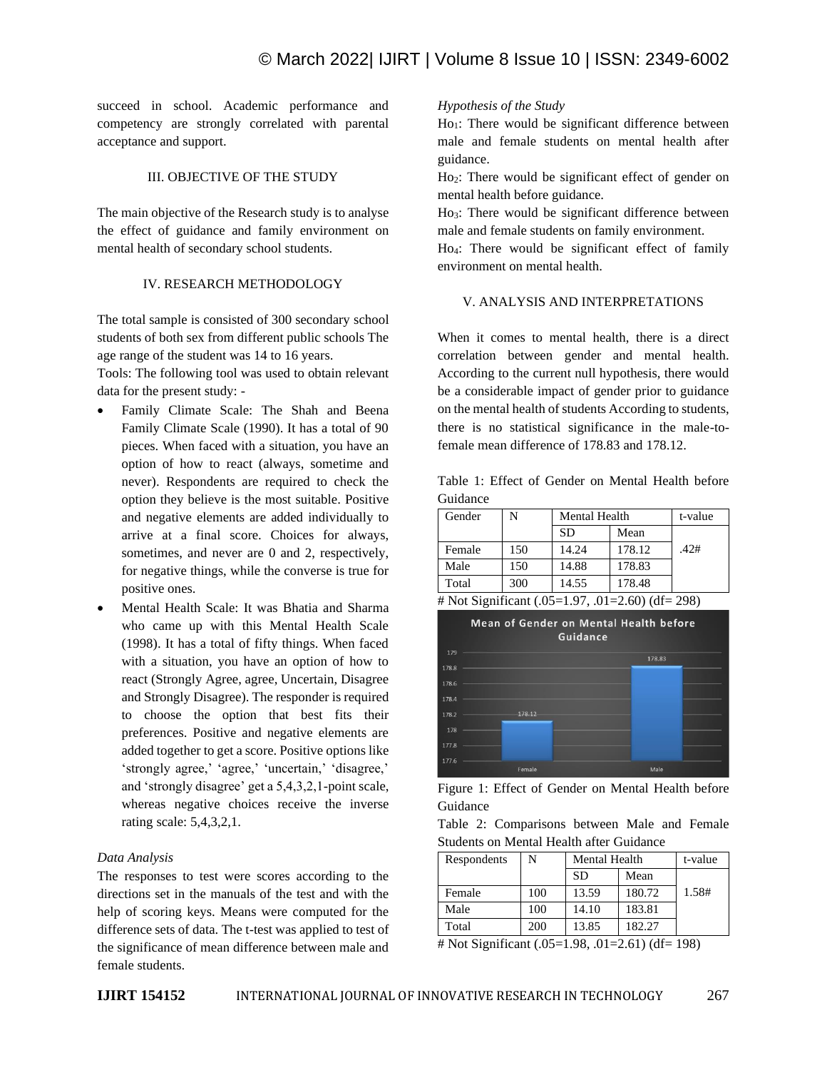succeed in school. Academic performance and competency are strongly correlated with parental acceptance and support.

## III. OBJECTIVE OF THE STUDY

The main objective of the Research study is to analyse the effect of guidance and family environment on mental health of secondary school students.

## IV. RESEARCH METHODOLOGY

The total sample is consisted of 300 secondary school students of both sex from different public schools The age range of the student was 14 to 16 years.

Tools: The following tool was used to obtain relevant data for the present study: -

- Family Climate Scale: The Shah and Beena Family Climate Scale (1990). It has a total of 90 pieces. When faced with a situation, you have an option of how to react (always, sometime and never). Respondents are required to check the option they believe is the most suitable. Positive and negative elements are added individually to arrive at a final score. Choices for always, sometimes, and never are 0 and 2, respectively, for negative things, while the converse is true for positive ones.
- Mental Health Scale: It was Bhatia and Sharma who came up with this Mental Health Scale (1998). It has a total of fifty things. When faced with a situation, you have an option of how to react (Strongly Agree, agree, Uncertain, Disagree and Strongly Disagree). The responder is required to choose the option that best fits their preferences. Positive and negative elements are added together to get a score. Positive options like 'strongly agree,' 'agree,' 'uncertain,' 'disagree,' and 'strongly disagree' get a 5,4,3,2,1-point scale, whereas negative choices receive the inverse rating scale: 5,4,3,2,1.

*Data Analysis*

The responses to test were scores according to the directions set in the manuals of the test and with the help of scoring keys. Means were computed for the difference sets of data. The t-test was applied to test of the significance of mean difference between male and female students.

*Hypothesis of the Study*

$Ho_1$: There would be significant difference between male and female students on mental health after guidance.

$Ho_2$: There would be significant effect of gender on mental health before guidance.

$Ho_3$: There would be significant difference between male and female students on family environment.

$Ho_4$: There would be significant effect of family environment on mental health.

## V. ANALYSIS AND INTERPRETATIONS

When it comes to mental health, there is a direct correlation between gender and mental health. According to the current null hypothesis, there would be a considerable impact of gender prior to guidance on the mental health of students According to students, there is no statistical significance in the male-to-female mean difference of 178.83 and 178.12.

Table 1: Effect of Gender on Mental Health before Guidance

| Gender | N | Mental Health | | t-value |
|---|---|---|---|---|
| | | SD | Mean | |
| Female | 150 | 14.24 | 178.12 | .42# |
| Male | 150 | 14.88 | 178.83 | |
| Total | 300 | 14.55 | 178.48 | |

# Not Significant (.05=1.97, .01=2.60) (df= 298)

Figure 1: Effect of Gender on Mental Health before Guidance

Table 2: Comparisons between Male and Female Students on Mental Health after Guidance

| Respondents | N | Mental Health | | t-value |
|---|---|---|---|---|
| | | SD | Mean | |
| Female | 100 | 13.59 | 180.72 | 1.58# |
| Male | 100 | 14.10 | 183.81 | |
| Total | 200 | 13.85 | 182.27 | |

# Not Significant (.05=1.98, .01=2.61) (df= 198)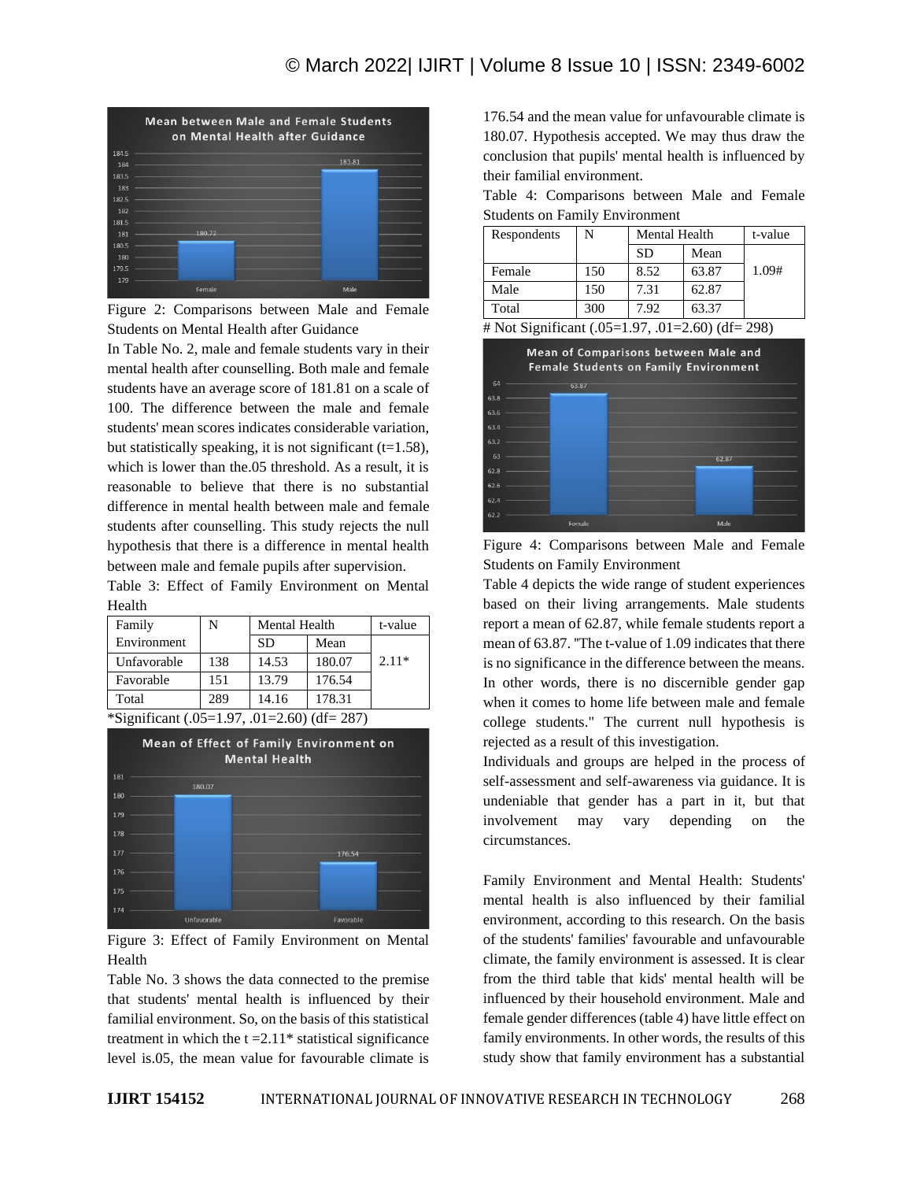Figure 2: Comparisons between Male and Female Students on Mental Health after Guidance

In Table No. 2, male and female students vary in their mental health after counselling. Both male and female students have an average score of 181.81 on a scale of 100. The difference between the male and female students' mean scores indicates considerable variation, but statistically speaking, it is not significant (t=1.58), which is lower than the.05 threshold. As a result, it is reasonable to believe that there is no substantial difference in mental health between male and female students after counselling. This study rejects the null hypothesis that there is a difference in mental health between male and female pupils after supervision.

Table 3: Effect of Family Environment on Mental Health

| Family Environment | N | Mental Health | | t-value |
|---|---|---|---|---|
| | | SD | Mean | |
| Unfavorable | 138 | 14.53 | 180.07 | 2.11* |
| Favorable | 151 | 13.79 | 176.54 | |
| Total | 289 | 14.16 | 178.31 | |

*Significant (.05=1.97, .01=2.60) (df= 287)

Figure 3: Effect of Family Environment on Mental Health

Table No. 3 shows the data connected to the premise that students' mental health is influenced by their familial environment. So, on the basis of this statistical treatment in which the t =2.11* statistical significance level is.05, the mean value for favourable climate is 176.54 and the mean value for unfavourable climate is 180.07. Hypothesis accepted. We may thus draw the conclusion that pupils' mental health is influenced by their familial environment.

Table 4: Comparisons between Male and Female Students on Family Environment

| Respondents | N | Mental Health | | t-value |
|---|---|---|---|---|
| | | SD | Mean | |
| Female | 150 | 8.52 | 63.87 | 1.09# |
| Male | 150 | 7.31 | 62.87 | |
| Total | 300 | 7.92 | 63.37 | |

# Not Significant (.05=1.97, .01=2.60) (df= 298)

Figure 4: Comparisons between Male and Female Students on Family Environment

Table 4 depicts the wide range of student experiences based on their living arrangements. Male students report a mean of 62.87, while female students report a mean of 63.87. "The t-value of 1.09 indicates that there is no significance in the difference between the means. In other words, there is no discernible gender gap when it comes to home life between male and female college students." The current null hypothesis is rejected as a result of this investigation.

Individuals and groups are helped in the process of self-assessment and self-awareness via guidance. It is undeniable that gender has a part in it, but that involvement may vary depending on the circumstances.

Family Environment and Mental Health: Students' mental health is also influenced by their familial environment, according to this research. On the basis of the students' families' favourable and unfavourable climate, the family environment is assessed. It is clear from the third table that kids' mental health will be influenced by their household environment. Male and female gender differences (table 4) have little effect on family environments. In other words, the results of this study show that family environment has a substantial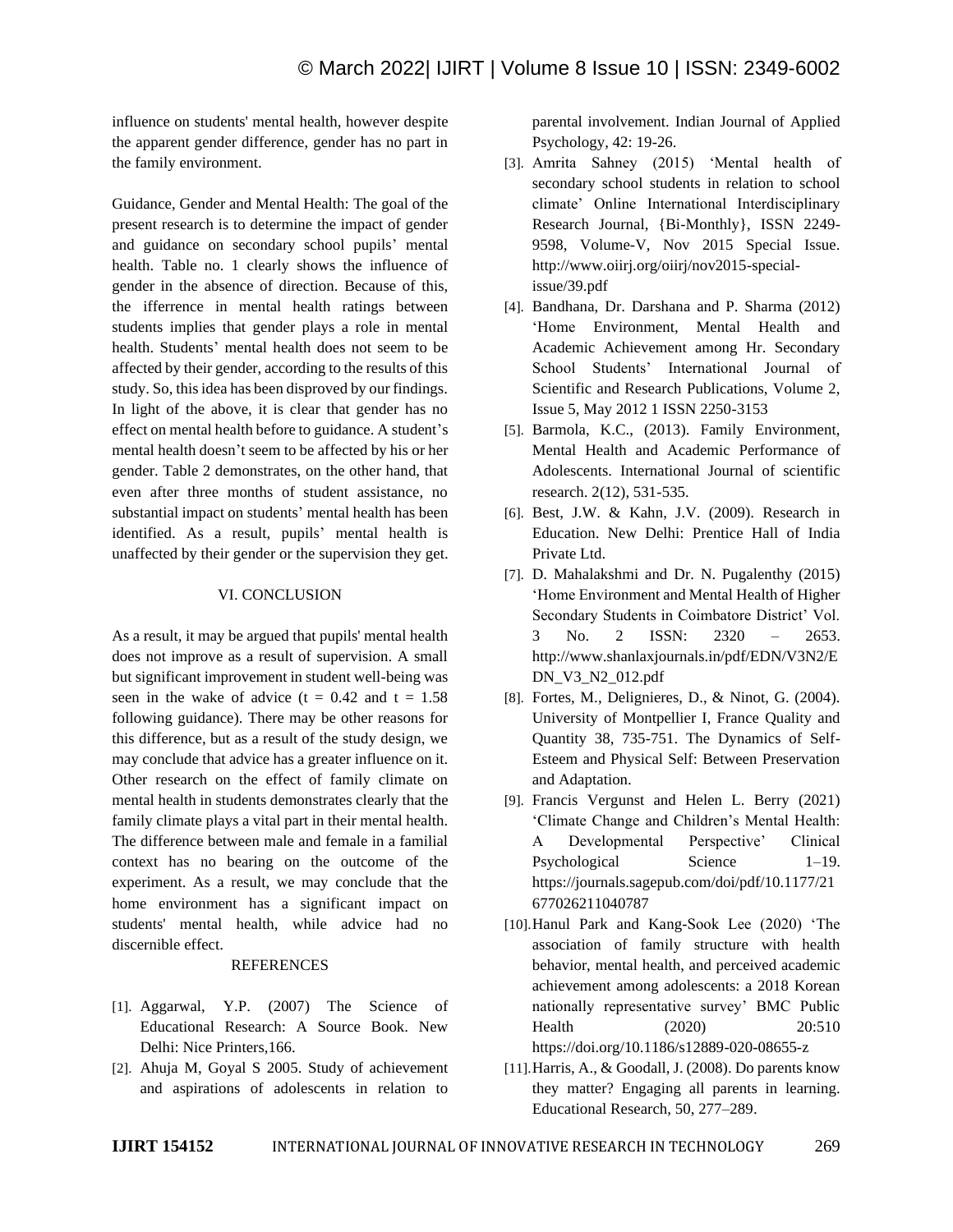influence on students' mental health, however despite the apparent gender difference, gender has no part in the family environment.

Guidance, Gender and Mental Health: The goal of the present research is to determine the impact of gender and guidance on secondary school pupils' mental health. Table no. 1 clearly shows the influence of gender in the absence of direction. Because of this, the ifferrence in mental health ratings between students implies that gender plays a role in mental health. Students' mental health does not seem to be affected by their gender, according to the results of this study. So, this idea has been disproved by our findings. In light of the above, it is clear that gender has no effect on mental health before to guidance. A student's mental health doesn't seem to be affected by his or her gender. Table 2 demonstrates, on the other hand, that even after three months of student assistance, no substantial impact on students' mental health has been identified. As a result, pupils' mental health is unaffected by their gender or the supervision they get.

## VI. CONCLUSION

As a result, it may be argued that pupils' mental health does not improve as a result of supervision. A small but significant improvement in student well-being was seen in the wake of advice ($t = 0.42$ and $t = 1.58$ following guidance). There may be other reasons for this difference, but as a result of the study design, we may conclude that advice has a greater influence on it. Other research on the effect of family climate on mental health in students demonstrates clearly that the family climate plays a vital part in their mental health. The difference between male and female in a familial context has no bearing on the outcome of the experiment. As a result, we may conclude that the home environment has a significant impact on students' mental health, while advice had no discernible effect.

## REFERENCES

[1]. Aggarwal, Y.P. (2007) The Science of Educational Research: A Source Book. New Delhi: Nice Printers,166.

[2]. Ahuja M, Goyal S 2005. Study of achievement and aspirations of adolescents in relation to parental involvement. Indian Journal of Applied Psychology, 42: 19-26.

[3]. Amrita Sahney (2015) 'Mental health of secondary school students in relation to school climate' Online International Interdisciplinary Research Journal, {Bi-Monthly}, ISSN 2249-9598, Volume-V, Nov 2015 Special Issue. http://www.oiirj.org/oiirj/nov2015-special-issue/39.pdf

[4]. Bandhana, Dr. Darshana and P. Sharma (2012) 'Home Environment, Mental Health and Academic Achievement among Hr. Secondary School Students' International Journal of Scientific and Research Publications, Volume 2, Issue 5, May 2012 1 ISSN 2250-3153

[5]. Barmola, K.C., (2013). Family Environment, Mental Health and Academic Performance of Adolescents. International Journal of scientific research. 2(12), 531-535.

[6]. Best, J.W. & Kahn, J.V. (2009). Research in Education. New Delhi: Prentice Hall of India Private Ltd.

[7]. D. Mahalakshmi and Dr. N. Pugalenthy (2015) 'Home Environment and Mental Health of Higher Secondary Students in Coimbatore District' Vol. 3 No. 2 ISSN: 2320 – 2653. http://www.shanlaxjournals.in/pdf/EDN/V3N2/EDN_V3_N2_012.pdf

[8]. Fortes, M., Delignieres, D., & Ninot, G. (2004). University of Montpellier I, France Quality and Quantity 38, 735-751. The Dynamics of Self-Esteem and Physical Self: Between Preservation and Adaptation.

[9]. Francis Vergunst and Helen L. Berry (2021) 'Climate Change and Children's Mental Health: A Developmental Perspective' Clinical Psychological Science 1–19. https://journals.sagepub.com/doi/pdf/10.1177/21677026211040787

[10]. Hanul Park and Kang-Sook Lee (2020) 'The association of family structure with health behavior, mental health, and perceived academic achievement among adolescents: a 2018 Korean nationally representative survey' BMC Public Health (2020) 20:510 https://doi.org/10.1186/s12889-020-08655-z

[11]. Harris, A., & Goodall, J. (2008). Do parents know they matter? Engaging all parents in learning. Educational Research, 50, 277–289.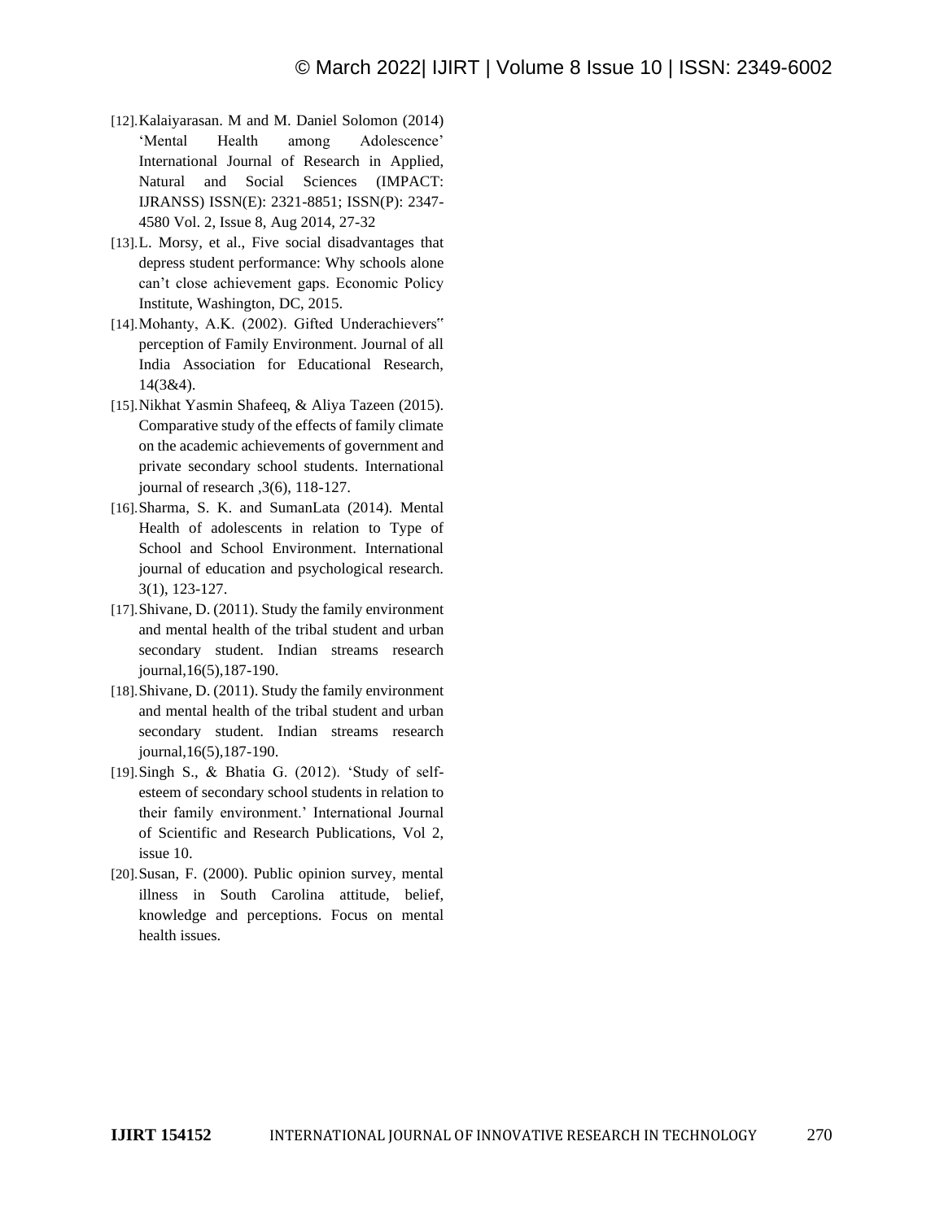[12]. Kalaiyarasan. M and M. Daniel Solomon (2014) 'Mental Health among Adolescence' International Journal of Research in Applied, Natural and Social Sciences (IMPACT: IJRANSS) ISSN(E): 2321-8851; ISSN(P): 2347-4580 Vol. 2, Issue 8, Aug 2014, 27-32

[13]. L. Morsy, et al., Five social disadvantages that depress student performance: Why schools alone can't close achievement gaps. Economic Policy Institute, Washington, DC, 2015.

[14]. Mohanty, A.K. (2002). Gifted Underachievers" perception of Family Environment. Journal of all India Association for Educational Research, 14(3&4).

[15]. Nikhat Yasmin Shafeeq, & Aliya Tazeen (2015). Comparative study of the effects of family climate on the academic achievements of government and private secondary school students. International journal of research ,3(6), 118-127.

[16]. Sharma, S. K. and SumanLata (2014). Mental Health of adolescents in relation to Type of School and School Environment. International journal of education and psychological research. 3(1), 123-127.

[17]. Shivane, D. (2011). Study the family environment and mental health of the tribal student and urban secondary student. Indian streams research journal,16(5),187-190.

[18]. Shivane, D. (2011). Study the family environment and mental health of the tribal student and urban secondary student. Indian streams research journal,16(5),187-190.

[19]. Singh S., & Bhatia G. (2012). 'Study of self-esteem of secondary school students in relation to their family environment.' International Journal of Scientific and Research Publications, Vol 2, issue 10.

[20]. Susan, F. (2000). Public opinion survey, mental illness in South Carolina attitude, belief, knowledge and perceptions. Focus on mental health issues.